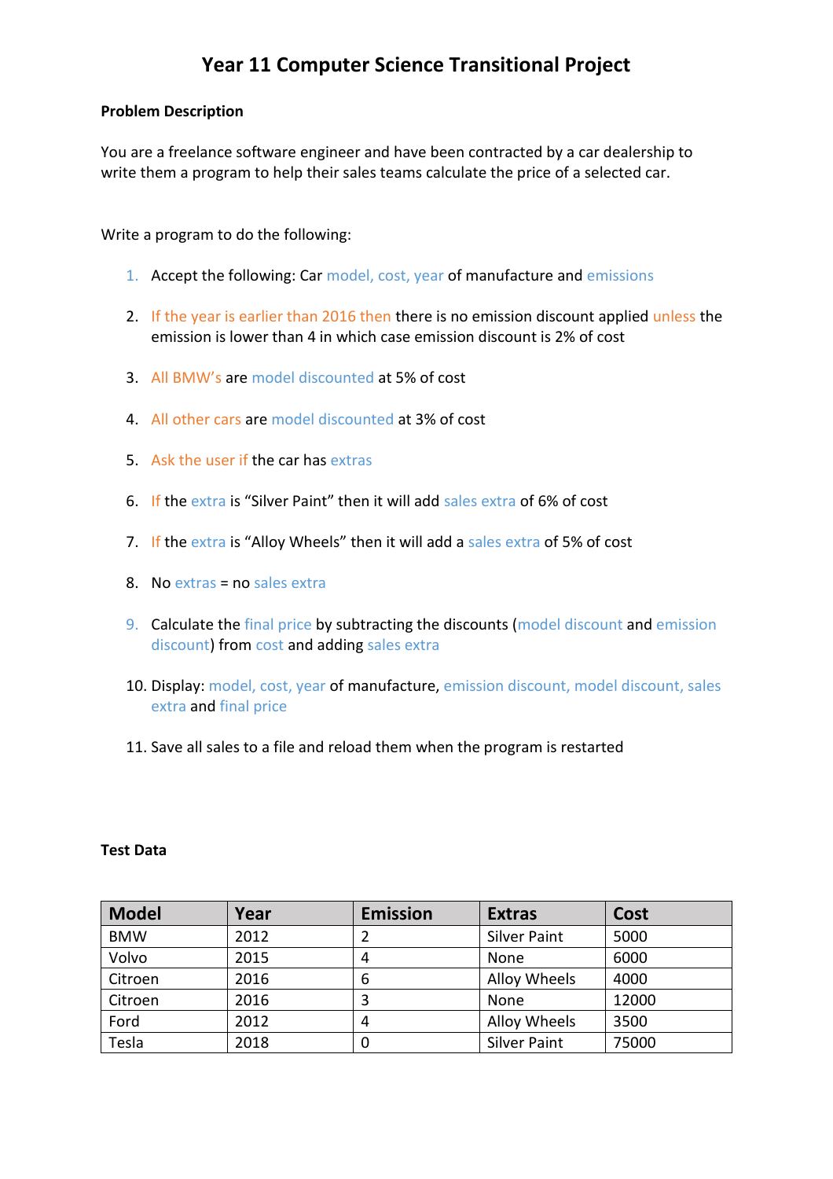# Year 11 Computer Science Transitional Project

**Problem Description**

You are a freelance software engineer and have been contracted by a car dealership to write them a program to help their sales teams calculate the price of a selected car.

Write a program to do the following:

1. Accept the following: Car model, cost, year of manufacture and emissions
2. If the year is earlier than 2016 then there is no emission discount applied unless the emission is lower than 4 in which case emission discount is 2% of cost
3. All BMW's are model discounted at 5% of cost
4. All other cars are model discounted at 3% of cost
5. Ask the user if the car has extras
6. If the extra is "Silver Paint" then it will add sales extra of 6% of cost
7. If the extra is "Alloy Wheels" then it will add a sales extra of 5% of cost
8. No extras = no sales extra
9. Calculate the final price by subtracting the discounts (model discount and emission discount) from cost and adding sales extra
10. Display: model, cost, year of manufacture, emission discount, model discount, sales extra and final price
11. Save all sales to a file and reload them when the program is restarted

**Test Data**

| Model | Year | Emission | Extras | Cost |
|---|---|---|---|---|
| BMW | 2012 | 2 | Silver Paint | 5000 |
| Volvo | 2015 | 4 | None | 6000 |
| Citroen | 2016 | 6 | Alloy Wheels | 4000 |
| Citroen | 2016 | 3 | None | 12000 |
| Ford | 2012 | 4 | Alloy Wheels | 3500 |
| Tesla | 2018 | 0 | Silver Paint | 75000 |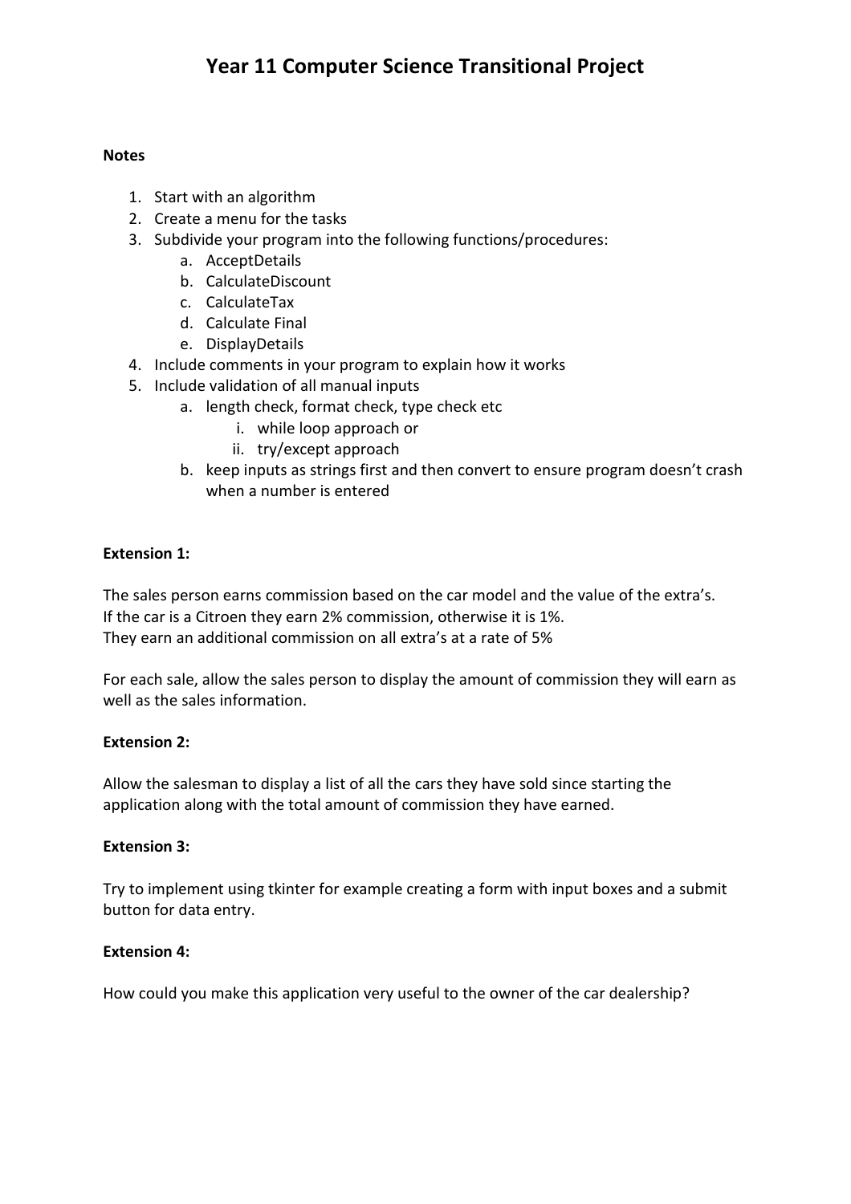# Year 11 Computer Science Transitional Project

**Notes**

1. Start with an algorithm
2. Create a menu for the tasks
3. Subdivide your program into the following functions/procedures:
    a. AcceptDetails
    b. CalculateDiscount
    c. CalculateTax
    d. Calculate Final
    e. DisplayDetails
4. Include comments in your program to explain how it works
5. Include validation of all manual inputs
    a. length check, format check, type check etc
        i. while loop approach or
        ii. try/except approach
    b. keep inputs as strings first and then convert to ensure program doesn't crash when a number is entered

**Extension 1:**

The sales person earns commission based on the car model and the value of the extra's.
If the car is a Citroen they earn 2% commission, otherwise it is 1%.
They earn an additional commission on all extra's at a rate of 5%

For each sale, allow the sales person to display the amount of commission they will earn as well as the sales information.

**Extension 2:**

Allow the salesman to display a list of all the cars they have sold since starting the application along with the total amount of commission they have earned.

**Extension 3:**

Try to implement using tkinter for example creating a form with input boxes and a submit button for data entry.

**Extension 4:**

How could you make this application very useful to the owner of the car dealership?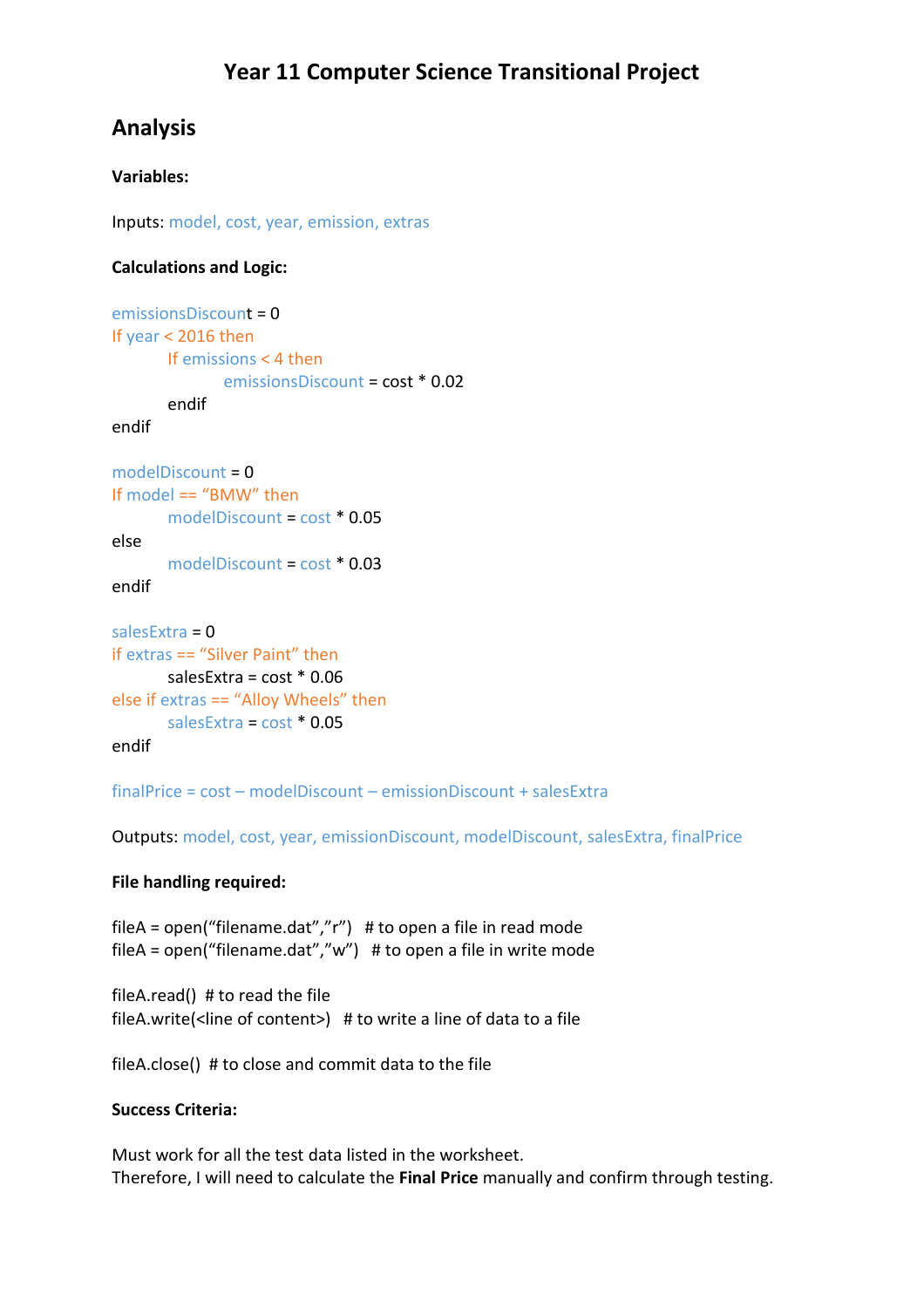# Year 11 Computer Science Transitional Project

## Analysis

**Variables:**

Inputs: model, cost, year, emission, extras

**Calculations and Logic:**

```
emissionsDiscount = 0
If year < 2016 then
        If emissions < 4 then
                emissionsDiscount = cost * 0.02
        endif
endif

modelDiscount = 0
If model == "BMW" then
        modelDiscount = cost * 0.05
else
        modelDiscount = cost * 0.03
endif

salesExtra = 0
if extras == "Silver Paint" then
        salesExtra = cost * 0.06
else if extras == "Alloy Wheels" then
        salesExtra = cost * 0.05
endif

finalPrice = cost – modelDiscount – emissionDiscount + salesExtra
```

Outputs: model, cost, year, emissionDiscount, modelDiscount, salesExtra, finalPrice

**File handling required:**

```
fileA = open("filename.dat","r")   # to open a file in read mode
fileA = open("filename.dat","w")   # to open a file in write mode

fileA.read()  # to read the file
fileA.write(<line of content>)   # to write a line of data to a file

fileA.close()  # to close and commit data to the file
```

**Success Criteria:**

Must work for all the test data listed in the worksheet.
Therefore, I will need to calculate the **Final Price** manually and confirm through testing.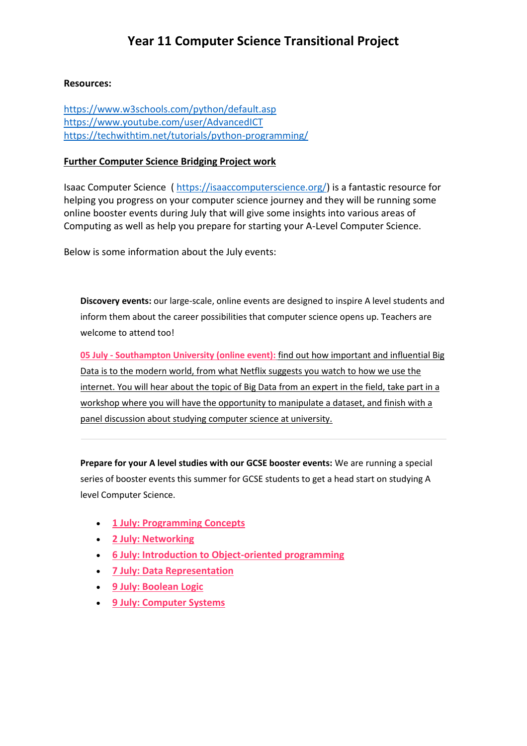# Year 11 Computer Science Transitional Project

**Resources:**

https://www.w3schools.com/python/default.asp
https://www.youtube.com/user/AdvancedICT
https://techwithtim.net/tutorials/python-programming/

**Further Computer Science Bridging Project work**

Isaac Computer Science ( https://isaaccomputerscience.org/) is a fantastic resource for helping you progress on your computer science journey and they will be running some online booster events during July that will give some insights into various areas of Computing as well as help you prepare for starting your A-Level Computer Science.

Below is some information about the July events:

**Discovery events:** our large-scale, online events are designed to inspire A level students and inform them about the career possibilities that computer science opens up. Teachers are welcome to attend too!

**05 July - Southampton University (online event):** find out how important and influential Big Data is to the modern world, from what Netflix suggests you watch to how we use the internet. You will hear about the topic of Big Data from an expert in the field, take part in a workshop where you will have the opportunity to manipulate a dataset, and finish with a panel discussion about studying computer science at university.

---

**Prepare for your A level studies with our GCSE booster events:** We are running a special series of booster events this summer for GCSE students to get a head start on studying A level Computer Science.

- **1 July: Programming Concepts**
- **2 July: Networking**
- **6 July: Introduction to Object-oriented programming**
- **7 July: Data Representation**
- **9 July: Boolean Logic**
- **9 July: Computer Systems**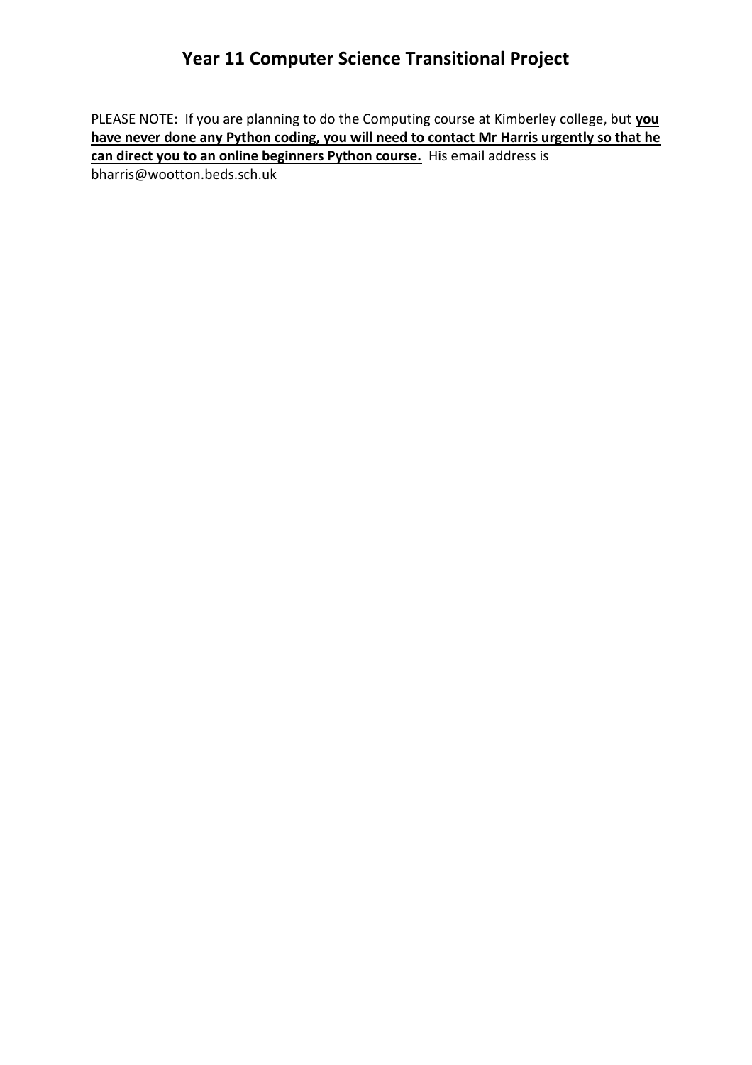# Year 11 Computer Science Transitional Project

PLEASE NOTE: If you are planning to do the Computing course at Kimberley college, but **<u>you have never done any Python coding, you will need to contact Mr Harris urgently so that he can direct you to an online beginners Python course.</u>** His email address is bharris@wootton.beds.sch.uk